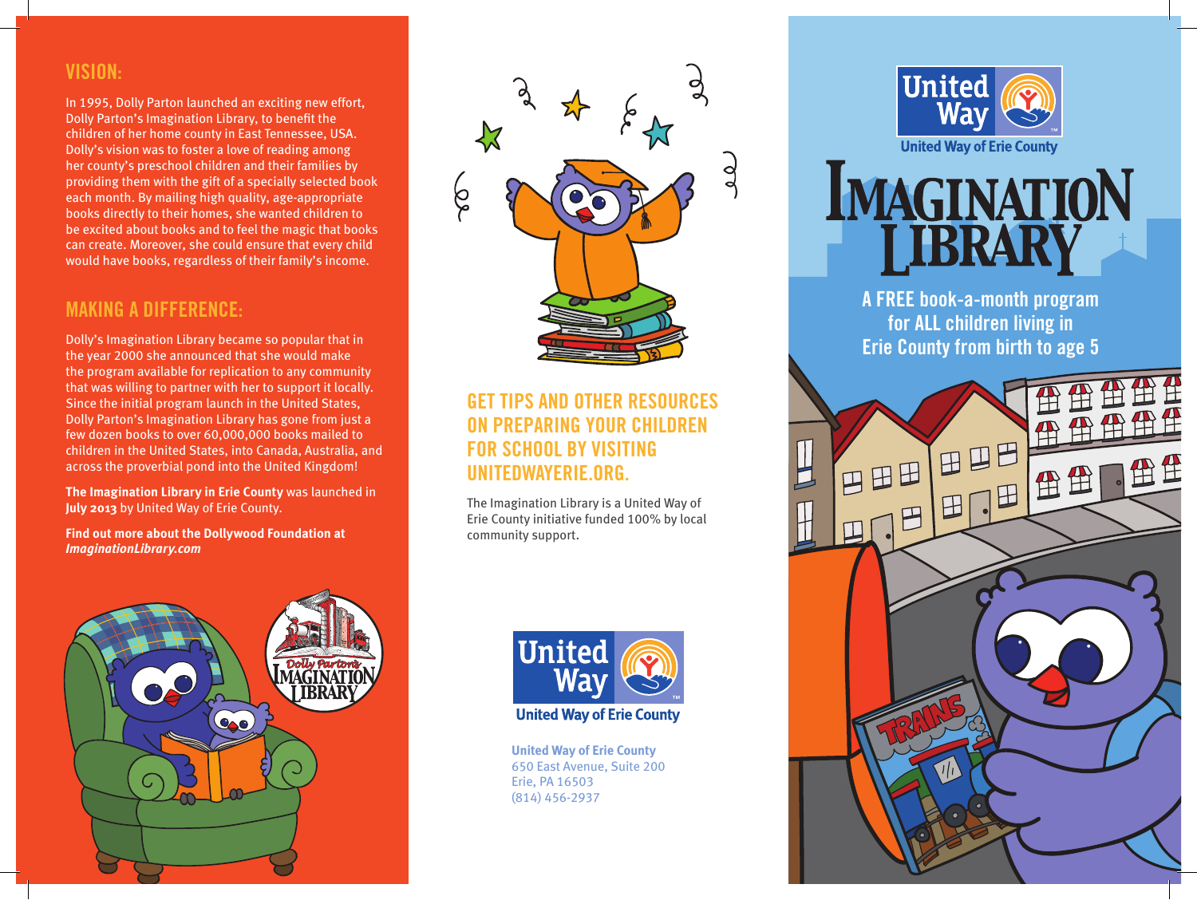## VISION:

In 1995, Dolly Parton launched an exciting new effort, Dolly Parton's Imagination Library, to benefit the children of her home county in East Tennessee, USA. Dolly's vision was to foster a love of reading among her county's preschool children and their families by providing them with the gift of a specially selected book each month. By mailing high quality, age-appropriate books directly to their homes, she wanted children to be excited about books and to feel the magic that books can create. Moreover, she could ensure that every child would have books, regardless of their family's income.

## MAKING A DIFFERENCE:

Dolly's Imagination Library became so popular that in the year 2000 she announced that she would make the program available for replication to any community that was willing to partner with her to support it locally. Since the initial program launch in the United States, Dolly Parton's Imagination Library has gone from just a few dozen books to over 60,000,000 books mailed to children in the United States, into Canada, Australia, and across the proverbial pond into the United Kingdom!

**The Imagination Library in Erie County** was launched in **July 2013** by United Way of Erie County.

**Find out more about the Dollywood Foundation at *ImaginationLibrary.com***

Dolly Parton's IMAGINATION LIBRARY

## GET TIPS AND OTHER RESOURCES ON PREPARING YOUR CHILDREN FOR SCHOOL BY VISITING UNITEDWAYERIE.ORG.

The Imagination Library is a United Way of Erie County initiative funded 100% by local community support.

United Way

United Way of Erie County

**United Way of Erie County**
650 East Avenue, Suite 200
Erie, PA 16503
(814) 456-2937

United Way

United Way of Erie County

# IMAGINATION LIBRARY

**A FREE book-a-month program for ALL children living in Erie County from birth to age 5**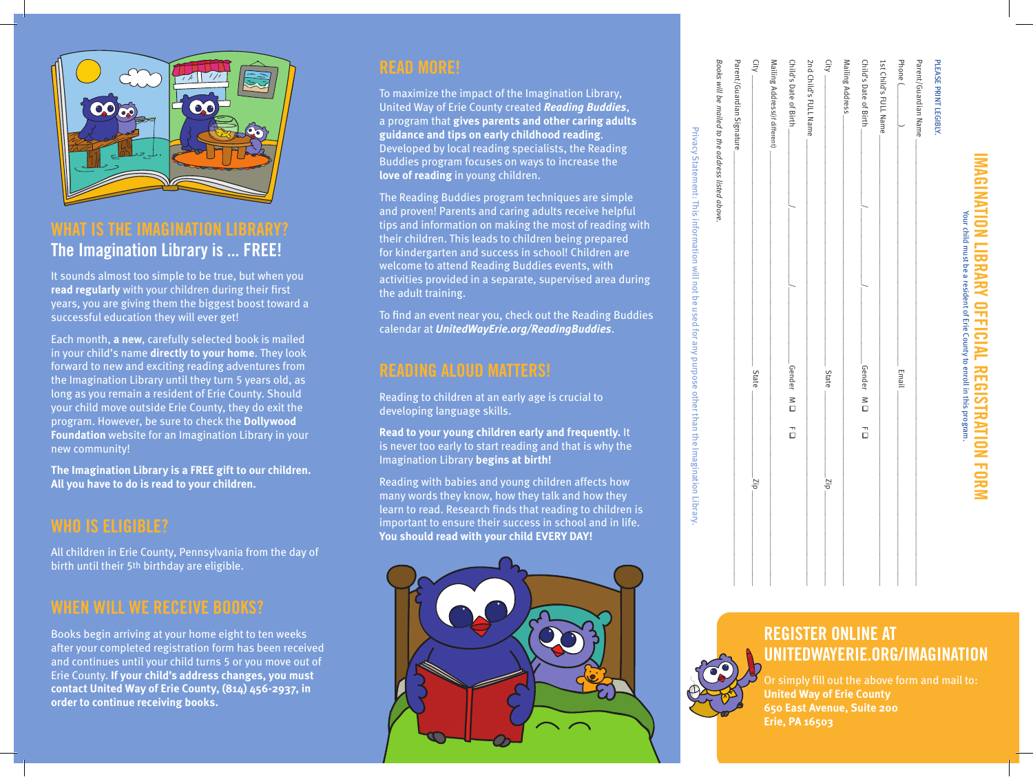## WHAT IS THE IMAGINATION LIBRARY?

## The Imagination Library is ... FREE!

It sounds almost too simple to be true, but when you **read regularly** with your children during their first years, you are giving them the biggest boost toward a successful education they will ever get!

Each month, **a new**, carefully selected book is mailed in your child's name **directly to your home**. They look forward to new and exciting reading adventures from the Imagination Library until they turn 5 years old, as long as you remain a resident of Erie County. Should your child move outside Erie County, they do exit the program. However, be sure to check the **Dollywood Foundation** website for an Imagination Library in your new community!

**The Imagination Library is a FREE gift to our children. All you have to do is read to your children.**

## WHO IS ELIGIBLE?

All children in Erie County, Pennsylvania from the day of birth until their 5th birthday are eligible.

## WHEN WILL WE RECEIVE BOOKS?

Books begin arriving at your home eight to ten weeks after your completed registration form has been received and continues until your child turns 5 or you move out of Erie County. **If your child's address changes, you must contact United Way of Erie County, (814) 456-2937, in order to continue receiving books.**

## READ MORE!

To maximize the impact of the Imagination Library, United Way of Erie County created ***Reading Buddies***, a program that **gives parents and other caring adults guidance and tips on early childhood reading**. Developed by local reading specialists, the Reading Buddies program focuses on ways to increase the **love of reading** in young children.

The Reading Buddies program techniques are simple and proven! Parents and caring adults receive helpful tips and information on making the most of reading with their children. This leads to children being prepared for kindergarten and success in school! Children are welcome to attend Reading Buddies events, with activities provided in a separate, supervised area during the adult training.

To find an event near you, check out the Reading Buddies calendar at ***UnitedWayErie.org/ReadingBuddies***.

## READING ALOUD MATTERS!

Reading to children at an early age is crucial to developing language skills.

**Read to your young children early and frequently.** It is never too early to start reading and that is why the Imagination Library **begins at birth!**

Reading with babies and young children affects how many words they know, how they talk and how they learn to read. Research finds that reading to children is important to ensure their success in school and in life. **You should read with your child EVERY DAY!**

## IMAGINATION LIBRARY OFFICIAL REGISTRATION FORM

Your child must be a resident of Erie County to enroll in this program.

PLEASE PRINT LEGIBLY.

Parent/Guardian Name ____________________

Phone (____) ____________ Email ____________

1st Child's FULL Name ____________________

Child's Date of Birth ____/____/____ Gender M ☐ F ☐

Mailing Address ____________________

City ____________ State ______ Zip ______

2nd Child's FULL Name ____________________

Child's Date of Birth ____/____/____ Gender M ☐ F ☐

Mailing Address (if different) ____________________

City ____________ State ______ Zip ______

Parent/Guardian Signature ____________________

*Books will be mailed to the address listed above.*

Privacy Statement: This information will not be used for any purpose other than the Imagination Library.

## REGISTER ONLINE AT UNITEDWAYERIE.ORG/IMAGINATION

Or simply fill out the above form and mail to:
**United Way of Erie County**
**650 East Avenue, Suite 200**
**Erie, PA 16503**